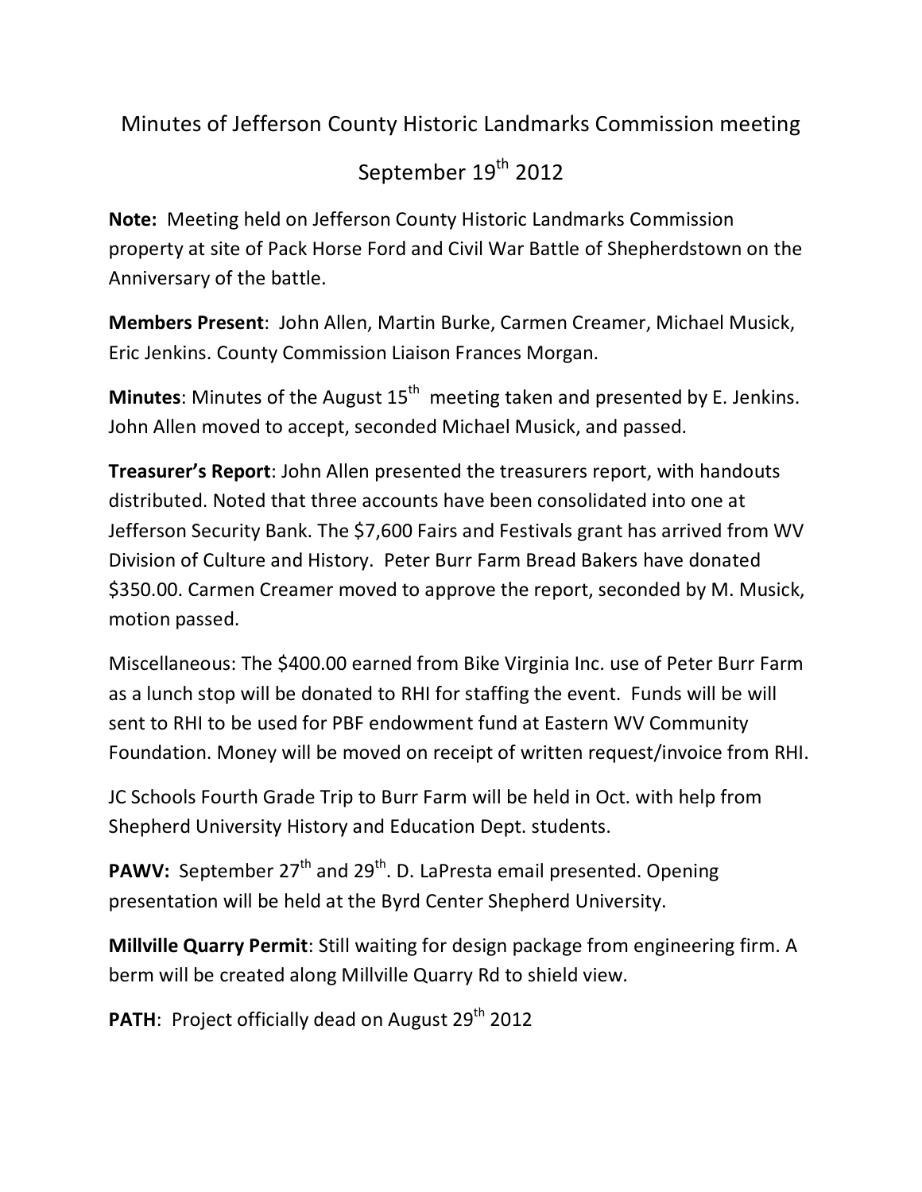# Minutes of Jefferson County Historic Landmarks Commission meeting

## September 19th 2012

**Note:** Meeting held on Jefferson County Historic Landmarks Commission property at site of Pack Horse Ford and Civil War Battle of Shepherdstown on the Anniversary of the battle.

**Members Present**: John Allen, Martin Burke, Carmen Creamer, Michael Musick, Eric Jenkins. County Commission Liaison Frances Morgan.

**Minutes**: Minutes of the August 15th meeting taken and presented by E. Jenkins. John Allen moved to accept, seconded Michael Musick, and passed.

**Treasurer's Report**: John Allen presented the treasurers report, with handouts distributed. Noted that three accounts have been consolidated into one at Jefferson Security Bank. The $7,600 Fairs and Festivals grant has arrived from WV Division of Culture and History. Peter Burr Farm Bread Bakers have donated $350.00. Carmen Creamer moved to approve the report, seconded by M. Musick, motion passed.

Miscellaneous: The $400.00 earned from Bike Virginia Inc. use of Peter Burr Farm as a lunch stop will be donated to RHI for staffing the event. Funds will be will sent to RHI to be used for PBF endowment fund at Eastern WV Community Foundation. Money will be moved on receipt of written request/invoice from RHI.

JC Schools Fourth Grade Trip to Burr Farm will be held in Oct. with help from Shepherd University History and Education Dept. students.

**PAWV:** September 27th and 29th. D. LaPresta email presented. Opening presentation will be held at the Byrd Center Shepherd University.

**Millville Quarry Permit**: Still waiting for design package from engineering firm. A berm will be created along Millville Quarry Rd to shield view.

**PATH**: Project officially dead on August 29th 2012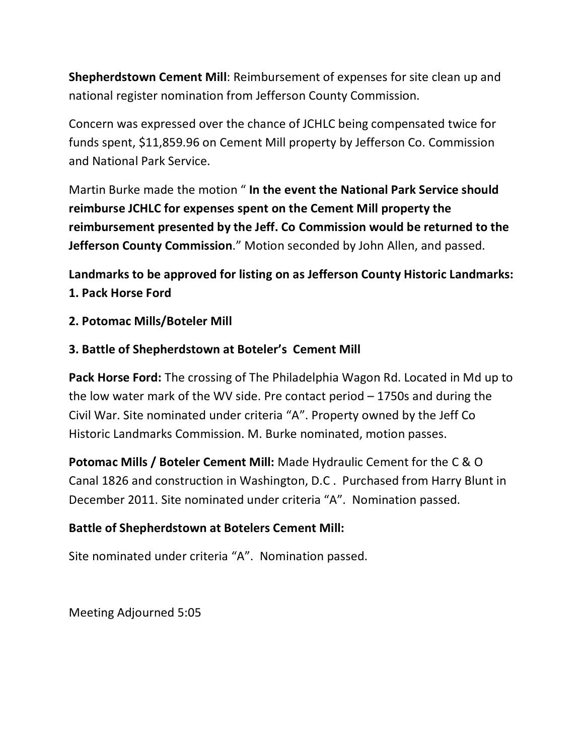**Shepherdstown Cement Mill**: Reimbursement of expenses for site clean up and national register nomination from Jefferson County Commission.

Concern was expressed over the chance of JCHLC being compensated twice for funds spent, $11,859.96 on Cement Mill property by Jefferson Co. Commission and National Park Service.

Martin Burke made the motion " **In the event the National Park Service should reimburse JCHLC for expenses spent on the Cement Mill property the reimbursement presented by the Jeff. Co Commission would be returned to the Jefferson County Commission**." Motion seconded by John Allen, and passed.

**Landmarks to be approved for listing on as Jefferson County Historic Landmarks:**

**1. Pack Horse Ford**

**2. Potomac Mills/Boteler Mill**

**3. Battle of Shepherdstown at Boteler's Cement Mill**

**Pack Horse Ford:** The crossing of The Philadelphia Wagon Rd. Located in Md up to the low water mark of the WV side. Pre contact period – 1750s and during the Civil War. Site nominated under criteria "A". Property owned by the Jeff Co Historic Landmarks Commission. M. Burke nominated, motion passes.

**Potomac Mills / Boteler Cement Mill:** Made Hydraulic Cement for the C & O Canal 1826 and construction in Washington, D.C . Purchased from Harry Blunt in December 2011. Site nominated under criteria "A". Nomination passed.

**Battle of Shepherdstown at Botelers Cement Mill:**

Site nominated under criteria "A". Nomination passed.

Meeting Adjourned 5:05